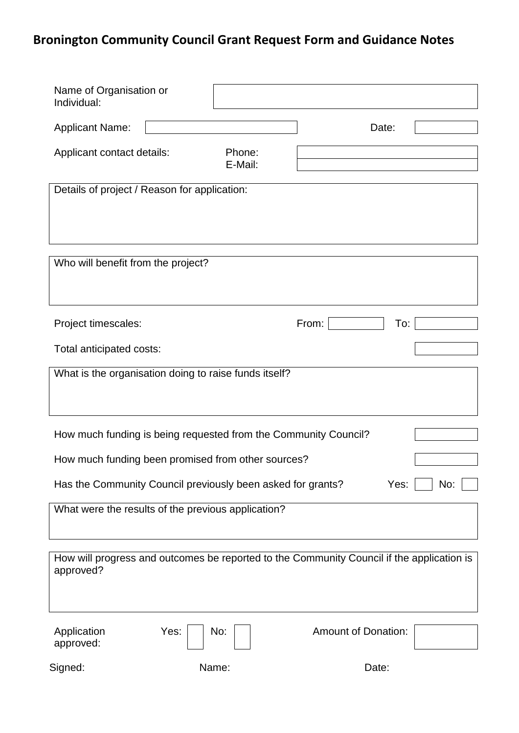# Bronington Community Council Grant Request Form and Guidance Notes

| Name of Organisation or Individual: | |
|---|---|

| Applicant Name: | | Date: | |
|---|---|---|---|

| Applicant contact details: | Phone: | |
|---|---|---|
| | E-Mail: | |

| Details of project / Reason for application: |
|---|
| |

| Who will benefit from the project? |
|---|
| |

| Project timescales: | From: | | To: | |
|---|---|---|---|---|

| Total anticipated costs: | |
|---|---|

| What is the organisation doing to raise funds itself? |
|---|
| |

| How much funding is being requested from the Community Council? | |
|---|---|
| How much funding been promised from other sources? | |

| Has the Community Council previously been asked for grants? | Yes: | | No: | |
|---|---|---|---|---|

| What were the results of the previous application? |
|---|
| |

| How will progress and outcomes be reported to the Community Council if the application is approved? |
|---|
| |

| Application approved: | Yes: | | No: | | Amount of Donation: | |
|---|---|---|---|---|---|---|

Signed: Name: Date: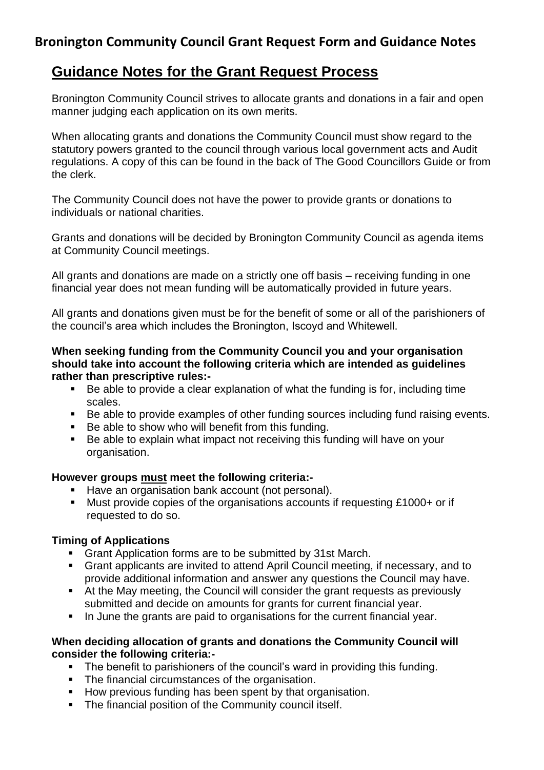## Bronington Community Council Grant Request Form and Guidance Notes

# Guidance Notes for the Grant Request Process

Bronington Community Council strives to allocate grants and donations in a fair and open manner judging each application on its own merits.

When allocating grants and donations the Community Council must show regard to the statutory powers granted to the council through various local government acts and Audit regulations. A copy of this can be found in the back of The Good Councillors Guide or from the clerk.

The Community Council does not have the power to provide grants or donations to individuals or national charities.

Grants and donations will be decided by Bronington Community Council as agenda items at Community Council meetings.

All grants and donations are made on a strictly one off basis – receiving funding in one financial year does not mean funding will be automatically provided in future years.

All grants and donations given must be for the benefit of some or all of the parishioners of the council's area which includes the Bronington, Iscoyd and Whitewell.

**When seeking funding from the Community Council you and your organisation should take into account the following criteria which are intended as guidelines rather than prescriptive rules:-**

- Be able to provide a clear explanation of what the funding is for, including time scales.
- Be able to provide examples of other funding sources including fund raising events.
- Be able to show who will benefit from this funding.
- Be able to explain what impact not receiving this funding will have on your organisation.

**However groups <u>must</u> meet the following criteria:-**

- Have an organisation bank account (not personal).
- Must provide copies of the organisations accounts if requesting £1000+ or if requested to do so.

**Timing of Applications**

- Grant Application forms are to be submitted by 31st March.
- Grant applicants are invited to attend April Council meeting, if necessary, and to provide additional information and answer any questions the Council may have.
- At the May meeting, the Council will consider the grant requests as previously submitted and decide on amounts for grants for current financial year.
- In June the grants are paid to organisations for the current financial year.

**When deciding allocation of grants and donations the Community Council will consider the following criteria:-**

- The benefit to parishioners of the council's ward in providing this funding.
- The financial circumstances of the organisation.
- How previous funding has been spent by that organisation.
- The financial position of the Community council itself.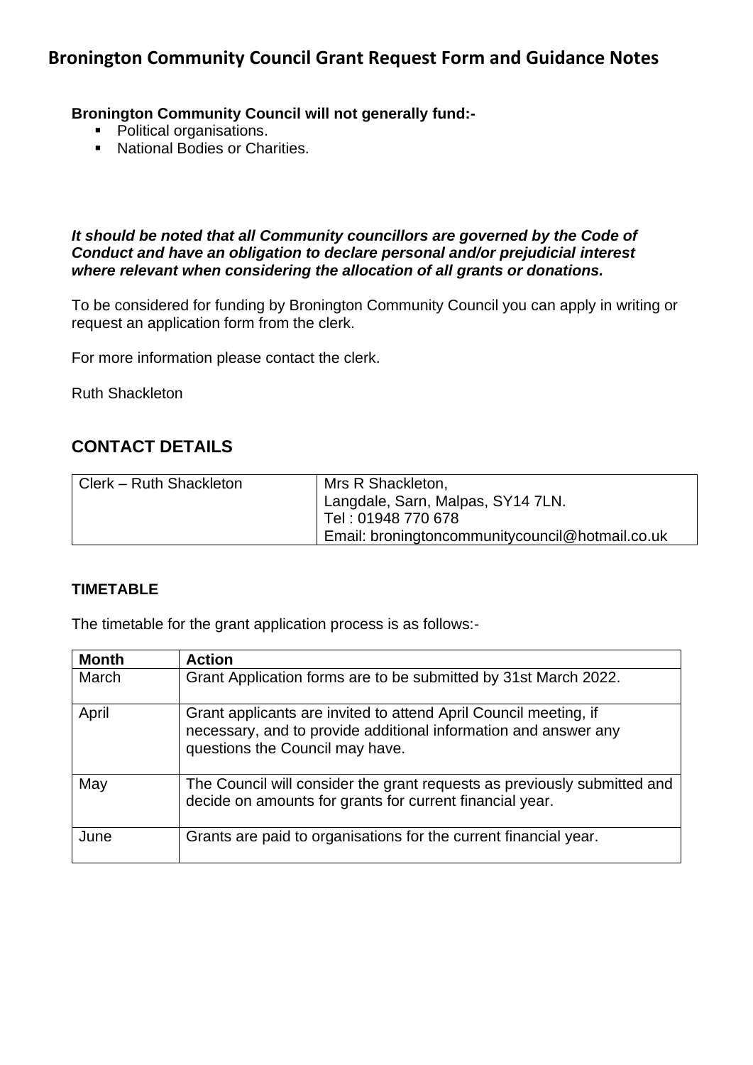# Bronington Community Council Grant Request Form and Guidance Notes

**Bronington Community Council will not generally fund:-**

- Political organisations.
- National Bodies or Charities.

***It should be noted that all Community councillors are governed by the Code of Conduct and have an obligation to declare personal and/or prejudicial interest where relevant when considering the allocation of all grants or donations.***

To be considered for funding by Bronington Community Council you can apply in writing or request an application form from the clerk.

For more information please contact the clerk.

Ruth Shackleton

## CONTACT DETAILS

| | |
|---|---|
| Clerk – Ruth Shackleton | Mrs R Shackleton,<br>Langdale, Sarn, Malpas, SY14 7LN.<br>Tel : 01948 770 678<br>Email: broningtoncommunitycouncil@hotmail.co.uk |

**TIMETABLE**

The timetable for the grant application process is as follows:-

| Month | Action |
|---|---|
| March | Grant Application forms are to be submitted by 31st March 2022. |
| April | Grant applicants are invited to attend April Council meeting, if necessary, and to provide additional information and answer any questions the Council may have. |
| May | The Council will consider the grant requests as previously submitted and decide on amounts for grants for current financial year. |
| June | Grants are paid to organisations for the current financial year. |